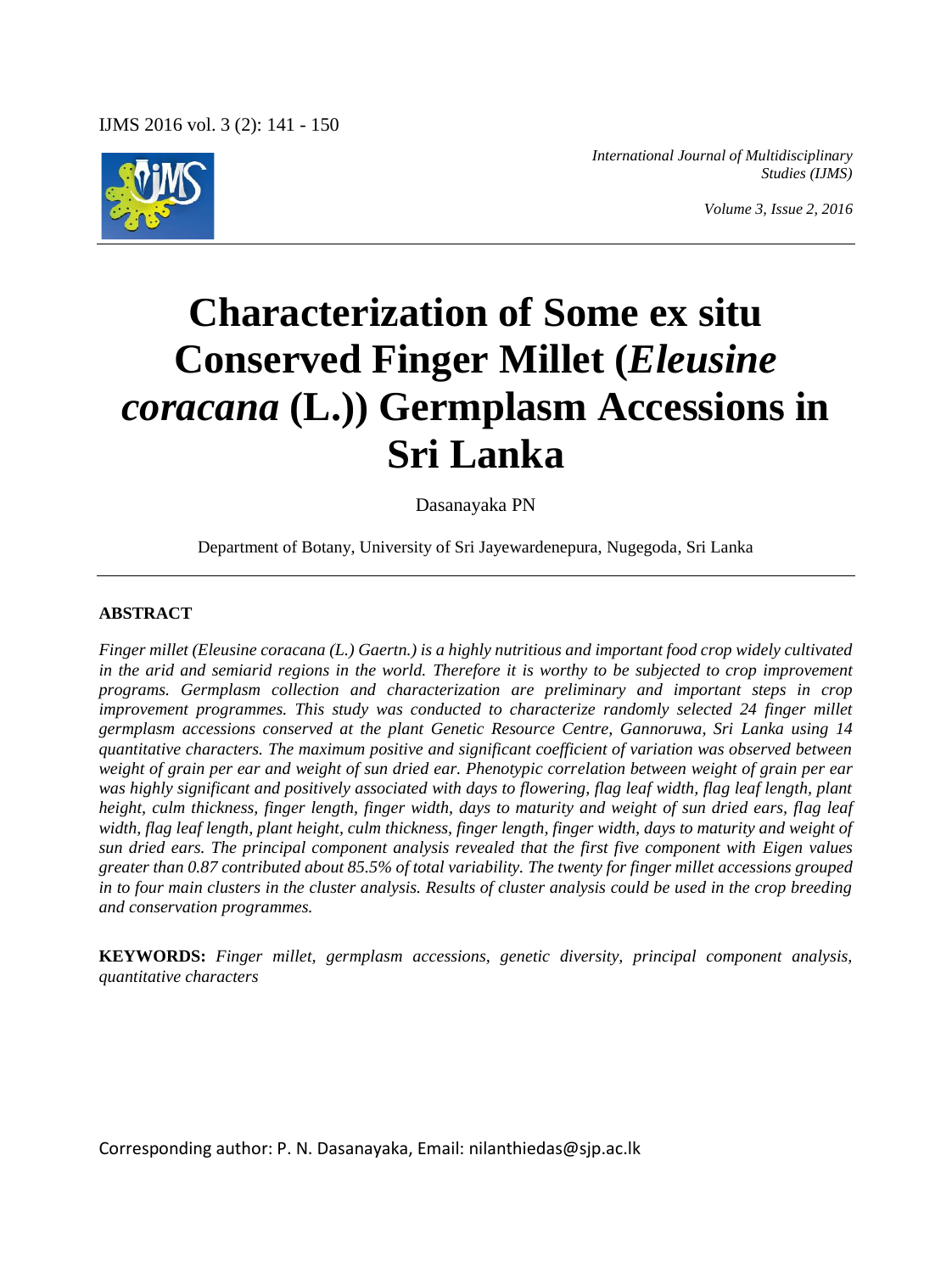*International Journal of Multidisciplinary Studies (IJMS)*

*Volume 3, Issue 2, 2016*

# Characterization of Some ex situ Conserved Finger Millet (*Eleusine coracana* (L.)) Germplasm Accessions in Sri Lanka

Dasanayaka PN

Department of Botany, University of Sri Jayewardenepura, Nugegoda, Sri Lanka

## ABSTRACT

*Finger millet (Eleusine coracana (L.) Gaertn.) is a highly nutritious and important food crop widely cultivated in the arid and semiarid regions in the world. Therefore it is worthy to be subjected to crop improvement programs. Germplasm collection and characterization are preliminary and important steps in crop improvement programmes. This study was conducted to characterize randomly selected 24 finger millet germplasm accessions conserved at the plant Genetic Resource Centre, Gannoruwa, Sri Lanka using 14 quantitative characters. The maximum positive and significant coefficient of variation was observed between weight of grain per ear and weight of sun dried ear. Phenotypic correlation between weight of grain per ear was highly significant and positively associated with days to flowering, flag leaf width, flag leaf length, plant height, culm thickness, finger length, finger width, days to maturity and weight of sun dried ears, flag leaf width, flag leaf length, plant height, culm thickness, finger length, finger width, days to maturity and weight of sun dried ears. The principal component analysis revealed that the first five component with Eigen values greater than 0.87 contributed about 85.5% of total variability. The twenty for finger millet accessions grouped in to four main clusters in the cluster analysis. Results of cluster analysis could be used in the crop breeding and conservation programmes.*

**KEYWORDS:** *Finger millet, germplasm accessions, genetic diversity, principal component analysis, quantitative characters*

Corresponding author: P. N. Dasanayaka, Email: nilanthiedas@sjp.ac.lk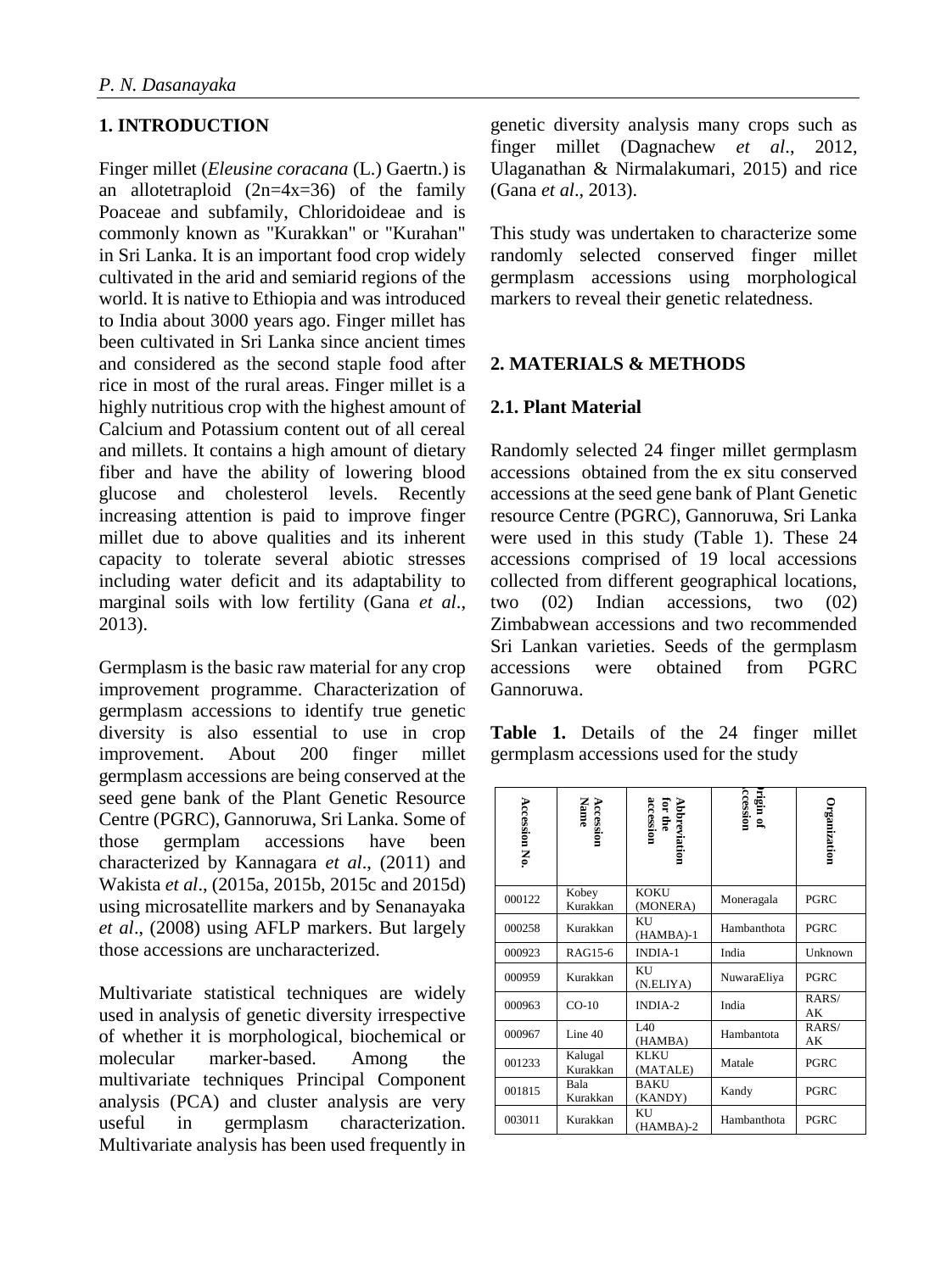## 1. INTRODUCTION

Finger millet (*Eleusine coracana* (L.) Gaertn.) is an allotetraploid (2n=4x=36) of the family Poaceae and subfamily, Chloridoideae and is commonly known as "Kurakkan" or "Kurahan" in Sri Lanka. It is an important food crop widely cultivated in the arid and semiarid regions of the world. It is native to Ethiopia and was introduced to India about 3000 years ago. Finger millet has been cultivated in Sri Lanka since ancient times and considered as the second staple food after rice in most of the rural areas. Finger millet is a highly nutritious crop with the highest amount of Calcium and Potassium content out of all cereal and millets. It contains a high amount of dietary fiber and have the ability of lowering blood glucose and cholesterol levels. Recently increasing attention is paid to improve finger millet due to above qualities and its inherent capacity to tolerate several abiotic stresses including water deficit and its adaptability to marginal soils with low fertility (Gana *et al*., 2013).

Germplasm is the basic raw material for any crop improvement programme. Characterization of germplasm accessions to identify true genetic diversity is also essential to use in crop improvement. About 200 finger millet germplasm accessions are being conserved at the seed gene bank of the Plant Genetic Resource Centre (PGRC), Gannoruwa, Sri Lanka. Some of those germplam accessions have been characterized by Kannagara *et al*., (2011) and Wakista *et al*., (2015a, 2015b, 2015c and 2015d) using microsatellite markers and by Senanayaka *et al*., (2008) using AFLP markers. But largely those accessions are uncharacterized.

Multivariate statistical techniques are widely used in analysis of genetic diversity irrespective of whether it is morphological, biochemical or molecular marker-based. Among the multivariate techniques Principal Component analysis (PCA) and cluster analysis are very useful in germplasm characterization. Multivariate analysis has been used frequently in genetic diversity analysis many crops such as finger millet (Dagnachew *et al*., 2012, Ulaganathan & Nirmalakumari, 2015) and rice (Gana *et al*., 2013).

This study was undertaken to characterize some randomly selected conserved finger millet germplasm accessions using morphological markers to reveal their genetic relatedness.

## 2. MATERIALS & METHODS

### 2.1. Plant Material

Randomly selected 24 finger millet germplasm accessions obtained from the ex situ conserved accessions at the seed gene bank of Plant Genetic resource Centre (PGRC), Gannoruwa, Sri Lanka were used in this study (Table 1). These 24 accessions comprised of 19 local accessions collected from different geographical locations, two (02) Indian accessions, two (02) Zimbabwean accessions and two recommended Sri Lankan varieties. Seeds of the germplasm accessions were obtained from PGRC Gannoruwa.

**Table 1.** Details of the 24 finger millet germplasm accessions used for the study

| Accession No. | Accession Name | Abbreviation for the accession | Origin of accession | Organization |
|---|---|---|---|---|
| 000122 | Kobey Kurakkan | KOKU (MONERA) | Moneragala | PGRC |
| 000258 | Kurakkan | KU (HAMBA)-1 | Hambanthota | PGRC |
| 000923 | RAG15-6 | INDIA-1 | India | Unknown |
| 000959 | Kurakkan | KU (N.ELIYA) | NuwaraEliya | PGRC |
| 000963 | CO-10 | INDIA-2 | India | RARS/ AK |
| 000967 | Line 40 | L40 (HAMBA) | Hambantota | RARS/ AK |
| 001233 | Kalugal Kurakkan | KLKU (MATALE) | Matale | PGRC |
| 001815 | Bala Kurakkan | BAKU (KANDY) | Kandy | PGRC |
| 003011 | Kurakkan | KU (HAMBA)-2 | Hambanthota | PGRC |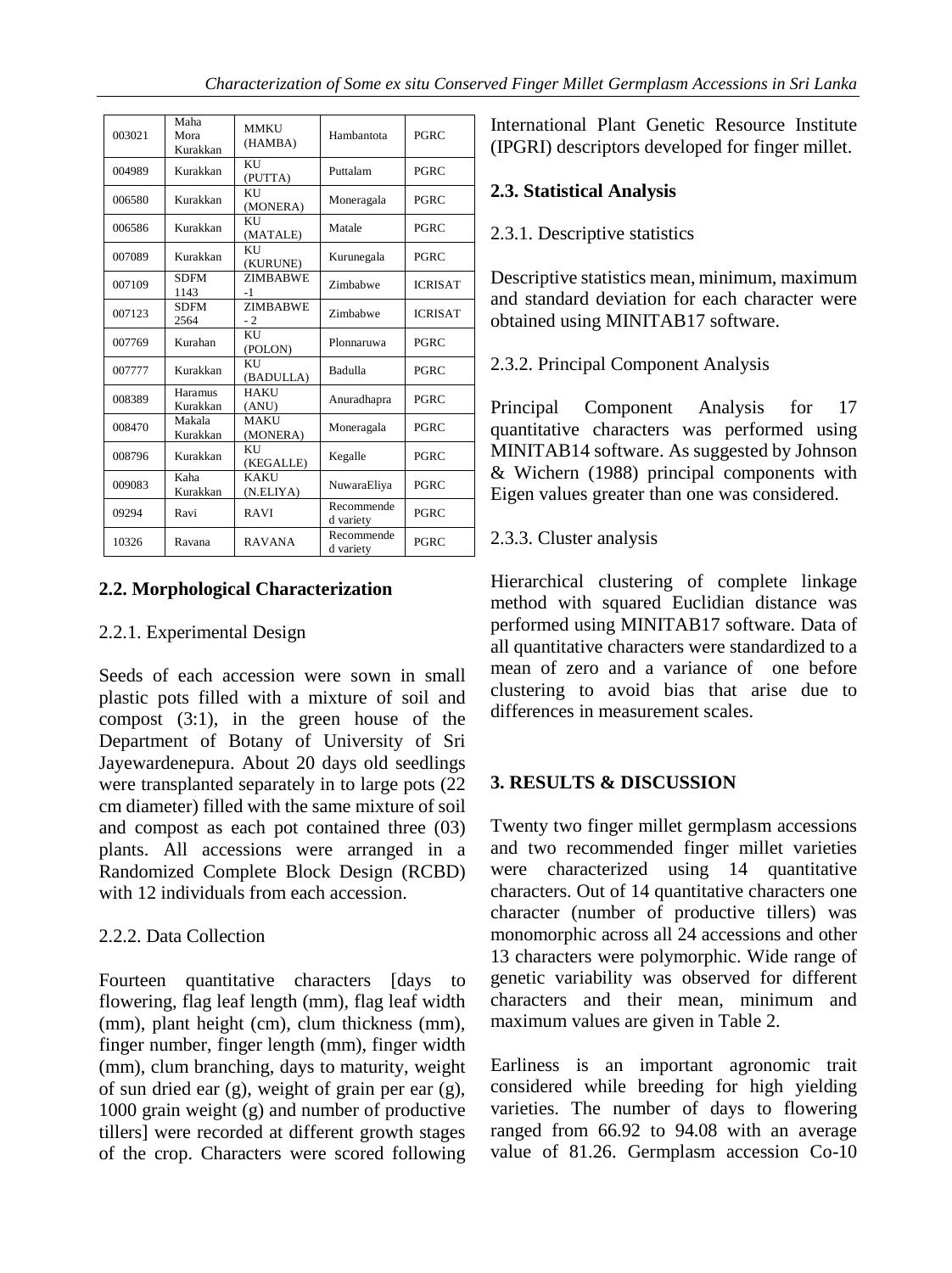| 003021 | Maha Mora Kurakkan | MMKU (HAMBA) | Hambantota | PGRC |
|---|---|---|---|---|
| 004989 | Kurakkan | KU (PUTTA) | Puttalam | PGRC |
| 006580 | Kurakkan | KU (MONERA) | Moneragala | PGRC |
| 006586 | Kurakkan | KU (MATALE) | Matale | PGRC |
| 007089 | Kurakkan | KU (KURUNE) | Kurunegala | PGRC |
| 007109 | SDFM 1143 | ZIMBABWE -1 | Zimbabwe | ICRISAT |
| 007123 | SDFM 2564 | ZIMBABWE - 2 | Zimbabwe | ICRISAT |
| 007769 | Kurahan | KU (POLON) | Plonnaruwa | PGRC |
| 007777 | Kurakkan | KU (BADULLA) | Badulla | PGRC |
| 008389 | Haramus Kurakkan | HAKU (ANU) | Anuradhapra | PGRC |
| 008470 | Makala Kurakkan | MAKU (MONERA) | Moneragala | PGRC |
| 008796 | Kurakkan | KU (KEGALLE) | Kegalle | PGRC |
| 009083 | Kaha Kurakkan | KAKU (N.ELIYA) | NuwaraEliya | PGRC |
| 09294 | Ravi | RAVI | Recommended variety | PGRC |
| 10326 | Ravana | RAVANA | Recommended variety | PGRC |

## 2.2. Morphological Characterization

### 2.2.1. Experimental Design

Seeds of each accession were sown in small plastic pots filled with a mixture of soil and compost (3:1), in the green house of the Department of Botany of University of Sri Jayewardenepura. About 20 days old seedlings were transplanted separately in to large pots (22 cm diameter) filled with the same mixture of soil and compost as each pot contained three (03) plants. All accessions were arranged in a Randomized Complete Block Design (RCBD) with 12 individuals from each accession.

### 2.2.2. Data Collection

Fourteen quantitative characters [days to flowering, flag leaf length (mm), flag leaf width (mm), plant height (cm), clum thickness (mm), finger number, finger length (mm), finger width (mm), clum branching, days to maturity, weight of sun dried ear (g), weight of grain per ear (g), 1000 grain weight (g) and number of productive tillers] were recorded at different growth stages of the crop. Characters were scored following International Plant Genetic Resource Institute (IPGRI) descriptors developed for finger millet.

## 2.3. Statistical Analysis

### 2.3.1. Descriptive statistics

Descriptive statistics mean, minimum, maximum and standard deviation for each character were obtained using MINITAB17 software.

### 2.3.2. Principal Component Analysis

Principal Component Analysis for 17 quantitative characters was performed using MINITAB14 software. As suggested by Johnson & Wichern (1988) principal components with Eigen values greater than one was considered.

### 2.3.3. Cluster analysis

Hierarchical clustering of complete linkage method with squared Euclidian distance was performed using MINITAB17 software. Data of all quantitative characters were standardized to a mean of zero and a variance of one before clustering to avoid bias that arise due to differences in measurement scales.

## 3. RESULTS & DISCUSSION

Twenty two finger millet germplasm accessions and two recommended finger millet varieties were characterized using 14 quantitative characters. Out of 14 quantitative characters one character (number of productive tillers) was monomorphic across all 24 accessions and other 13 characters were polymorphic. Wide range of genetic variability was observed for different characters and their mean, minimum and maximum values are given in Table 2.

Earliness is an important agronomic trait considered while breeding for high yielding varieties. The number of days to flowering ranged from 66.92 to 94.08 with an average value of 81.26. Germplasm accession Co-10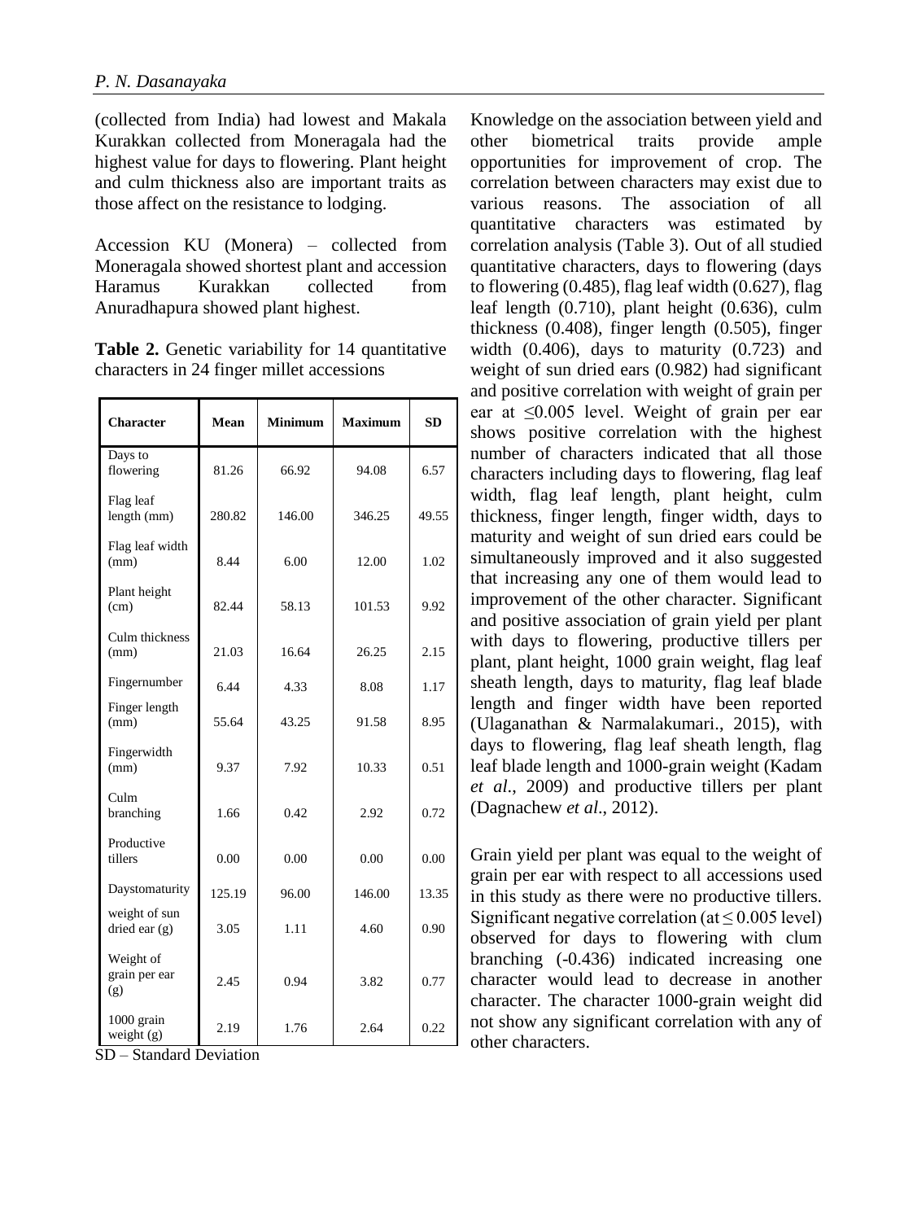(collected from India) had lowest and Makala Kurakkan collected from Moneragala had the highest value for days to flowering. Plant height and culm thickness also are important traits as those affect on the resistance to lodging.

Accession KU (Monera) – collected from Moneragala showed shortest plant and accession Haramus Kurakkan collected from Anuradhapura showed plant highest.

**Table 2.** Genetic variability for 14 quantitative characters in 24 finger millet accessions

| Character | Mean | Minimum | Maximum | SD |
|---|---|---|---|---|
| Days to flowering | 81.26 | 66.92 | 94.08 | 6.57 |
| Flag leaf length (mm) | 280.82 | 146.00 | 346.25 | 49.55 |
| Flag leaf width (mm) | 8.44 | 6.00 | 12.00 | 1.02 |
| Plant height (cm) | 82.44 | 58.13 | 101.53 | 9.92 |
| Culm thickness (mm) | 21.03 | 16.64 | 26.25 | 2.15 |
| Fingernumber | 6.44 | 4.33 | 8.08 | 1.17 |
| Finger length (mm) | 55.64 | 43.25 | 91.58 | 8.95 |
| Fingerwidth (mm) | 9.37 | 7.92 | 10.33 | 0.51 |
| Culm branching | 1.66 | 0.42 | 2.92 | 0.72 |
| Productive tillers | 0.00 | 0.00 | 0.00 | 0.00 |
| Daystomaturity | 125.19 | 96.00 | 146.00 | 13.35 |
| weight of sun dried ear (g) | 3.05 | 1.11 | 4.60 | 0.90 |
| Weight of grain per ear (g) | 2.45 | 0.94 | 3.82 | 0.77 |
| 1000 grain weight (g) | 2.19 | 1.76 | 2.64 | 0.22 |

SD – Standard Deviation

Knowledge on the association between yield and other biometrical traits provide ample opportunities for improvement of crop. The correlation between characters may exist due to various reasons. The association of all quantitative characters was estimated by correlation analysis (Table 3). Out of all studied quantitative characters, days to flowering (days to flowering (0.485), flag leaf width (0.627), flag leaf length (0.710), plant height (0.636), culm thickness (0.408), finger length (0.505), finger width (0.406), days to maturity (0.723) and weight of sun dried ears (0.982) had significant and positive correlation with weight of grain per ear at $\leq 0.005$ level. Weight of grain per ear shows positive correlation with the highest number of characters indicated that all those characters including days to flowering, flag leaf width, flag leaf length, plant height, culm thickness, finger length, finger width, days to maturity and weight of sun dried ears could be simultaneously improved and it also suggested that increasing any one of them would lead to improvement of the other character. Significant and positive association of grain yield per plant with days to flowering, productive tillers per plant, plant height, 1000 grain weight, flag leaf sheath length, days to maturity, flag leaf blade length and finger width have been reported (Ulaganathan & Narmalakumari., 2015), with days to flowering, flag leaf sheath length, flag leaf blade length and 1000-grain weight (Kadam *et al*., 2009) and productive tillers per plant (Dagnachew *et al*., 2012).

Grain yield per plant was equal to the weight of grain per ear with respect to all accessions used in this study as there were no productive tillers. Significant negative correlation (at $\leq 0.005$ level) observed for days to flowering with clum branching (-0.436) indicated increasing one character would lead to decrease in another character. The character 1000-grain weight did not show any significant correlation with any of other characters.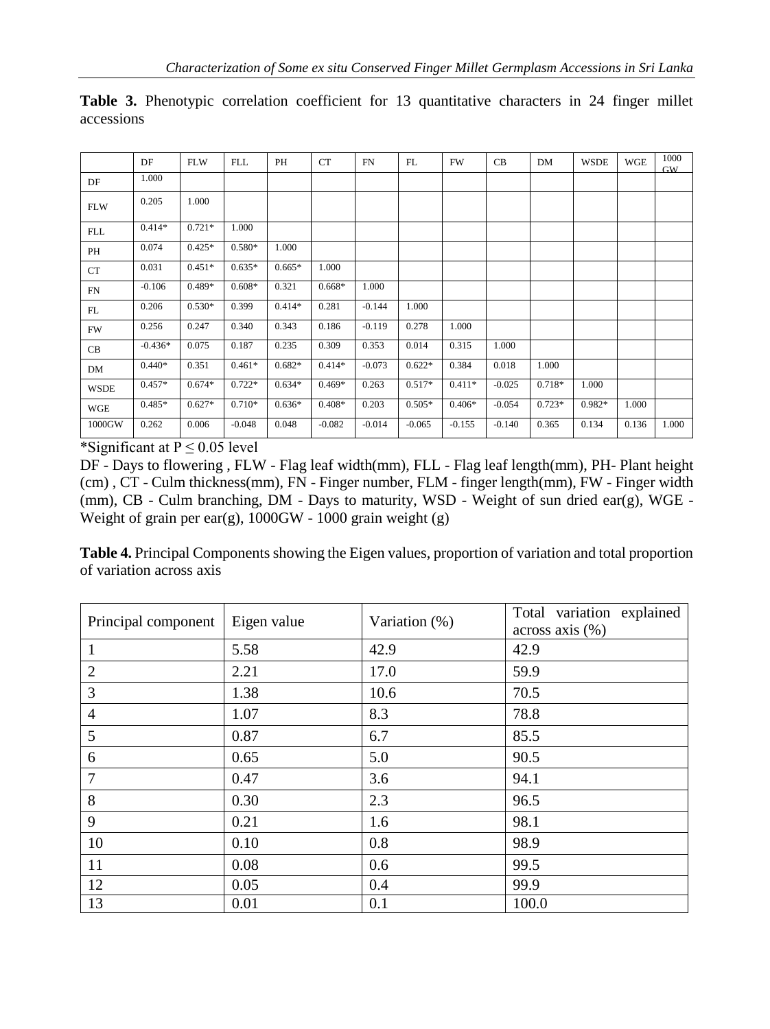**Table 3.** Phenotypic correlation coefficient for 13 quantitative characters in 24 finger millet accessions

| | DF | FLW | FLL | PH | CT | FN | FL | FW | CB | DM | WSDE | WGE | 1000 GW |
|---|---|---|---|---|---|---|---|---|---|---|---|---|---|
| DF | 1.000 | | | | | | | | | | | | |
| FLW | 0.205 | 1.000 | | | | | | | | | | | |
| FLL | 0.414* | 0.721* | 1.000 | | | | | | | | | | |
| PH | 0.074 | 0.425* | 0.580* | 1.000 | | | | | | | | | |
| CT | 0.031 | 0.451* | 0.635* | 0.665* | 1.000 | | | | | | | | |
| FN | -0.106 | 0.489* | 0.608* | 0.321 | 0.668* | 1.000 | | | | | | | |
| FL | 0.206 | 0.530* | 0.399 | 0.414* | 0.281 | -0.144 | 1.000 | | | | | | |
| FW | 0.256 | 0.247 | 0.340 | 0.343 | 0.186 | -0.119 | 0.278 | 1.000 | | | | | |
| CB | -0.436* | 0.075 | 0.187 | 0.235 | 0.309 | 0.353 | 0.014 | 0.315 | 1.000 | | | | |
| DM | 0.440* | 0.351 | 0.461* | 0.682* | 0.414* | -0.073 | 0.622* | 0.384 | 0.018 | 1.000 | | | |
| WSDE | 0.457* | 0.674* | 0.722* | 0.634* | 0.469* | 0.263 | 0.517* | 0.411* | -0.025 | 0.718* | 1.000 | | |
| WGE | 0.485* | 0.627* | 0.710* | 0.636* | 0.408* | 0.203 | 0.505* | 0.406* | -0.054 | 0.723* | 0.982* | 1.000 | |
| 1000GW | 0.262 | 0.006 | -0.048 | 0.048 | -0.082 | -0.014 | -0.065 | -0.155 | -0.140 | 0.365 | 0.134 | 0.136 | 1.000 |

*Significant at $P \leq 0.05$ level

DF - Days to flowering , FLW - Flag leaf width(mm), FLL - Flag leaf length(mm), PH- Plant height (cm) , CT - Culm thickness(mm), FN - Finger number, FLM - finger length(mm), FW - Finger width (mm), CB - Culm branching, DM - Days to maturity, WSD - Weight of sun dried ear(g), WGE - Weight of grain per ear(g), 1000GW - 1000 grain weight (g)

**Table 4.** Principal Components showing the Eigen values, proportion of variation and total proportion of variation across axis

| Principal component | Eigen value | Variation (%) | Total variation explained across axis (%) |
|---|---|---|---|
| 1 | 5.58 | 42.9 | 42.9 |
| 2 | 2.21 | 17.0 | 59.9 |
| 3 | 1.38 | 10.6 | 70.5 |
| 4 | 1.07 | 8.3 | 78.8 |
| 5 | 0.87 | 6.7 | 85.5 |
| 6 | 0.65 | 5.0 | 90.5 |
| 7 | 0.47 | 3.6 | 94.1 |
| 8 | 0.30 | 2.3 | 96.5 |
| 9 | 0.21 | 1.6 | 98.1 |
| 10 | 0.10 | 0.8 | 98.9 |
| 11 | 0.08 | 0.6 | 99.5 |
| 12 | 0.05 | 0.4 | 99.9 |
| 13 | 0.01 | 0.1 | 100.0 |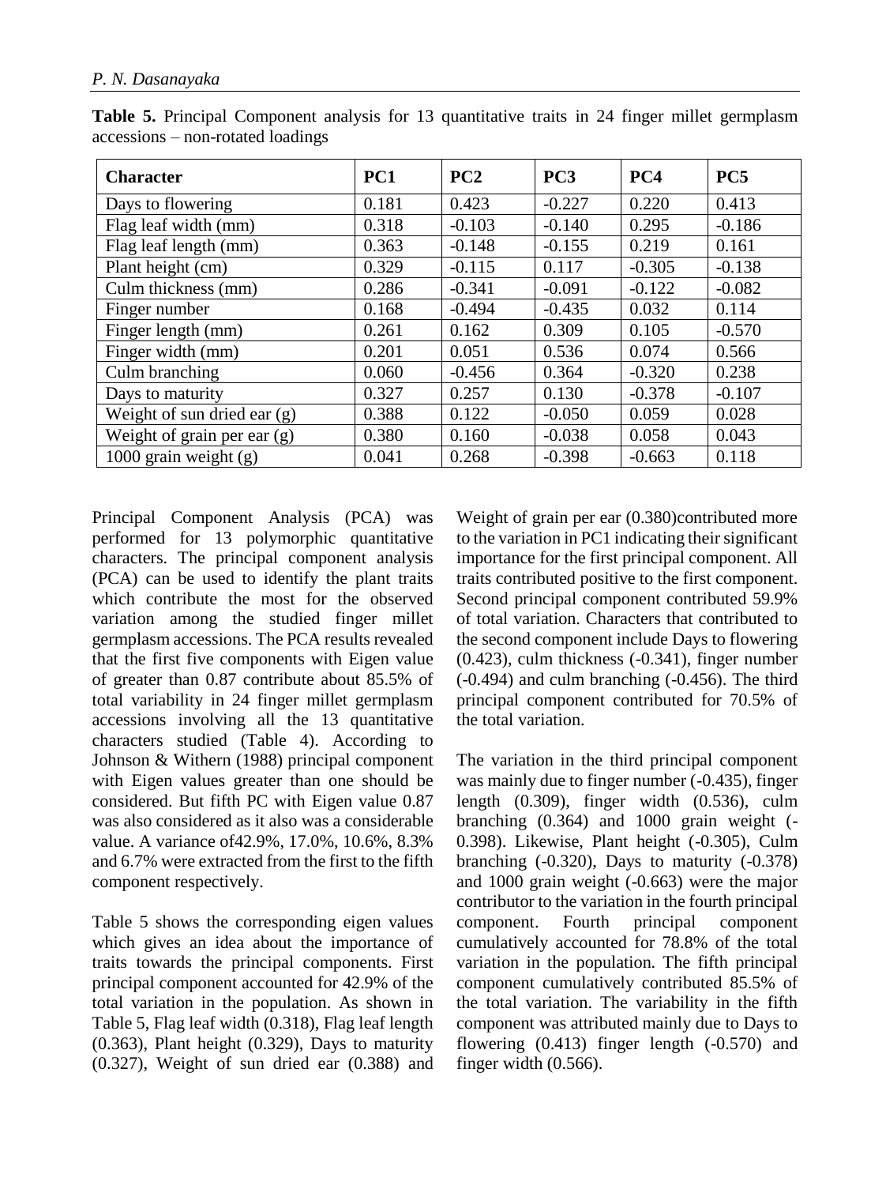**Table 5.** Principal Component analysis for 13 quantitative traits in 24 finger millet germplasm accessions – non-rotated loadings

| Character | PC1 | PC2 | PC3 | PC4 | PC5 |
|---|---|---|---|---|---|
| Days to flowering | 0.181 | 0.423 | -0.227 | 0.220 | 0.413 |
| Flag leaf width (mm) | 0.318 | -0.103 | -0.140 | 0.295 | -0.186 |
| Flag leaf length (mm) | 0.363 | -0.148 | -0.155 | 0.219 | 0.161 |
| Plant height (cm) | 0.329 | -0.115 | 0.117 | -0.305 | -0.138 |
| Culm thickness (mm) | 0.286 | -0.341 | -0.091 | -0.122 | -0.082 |
| Finger number | 0.168 | -0.494 | -0.435 | 0.032 | 0.114 |
| Finger length (mm) | 0.261 | 0.162 | 0.309 | 0.105 | -0.570 |
| Finger width (mm) | 0.201 | 0.051 | 0.536 | 0.074 | 0.566 |
| Culm branching | 0.060 | -0.456 | 0.364 | -0.320 | 0.238 |
| Days to maturity | 0.327 | 0.257 | 0.130 | -0.378 | -0.107 |
| Weight of sun dried ear (g) | 0.388 | 0.122 | -0.050 | 0.059 | 0.028 |
| Weight of grain per ear (g) | 0.380 | 0.160 | -0.038 | 0.058 | 0.043 |
| 1000 grain weight (g) | 0.041 | 0.268 | -0.398 | -0.663 | 0.118 |

Principal Component Analysis (PCA) was performed for 13 polymorphic quantitative characters. The principal component analysis (PCA) can be used to identify the plant traits which contribute the most for the observed variation among the studied finger millet germplasm accessions. The PCA results revealed that the first five components with Eigen value of greater than 0.87 contribute about 85.5% of total variability in 24 finger millet germplasm accessions involving all the 13 quantitative characters studied (Table 4). According to Johnson & Withern (1988) principal component with Eigen values greater than one should be considered. But fifth PC with Eigen value 0.87 was also considered as it also was a considerable value. A variance of42.9%, 17.0%, 10.6%, 8.3% and 6.7% were extracted from the first to the fifth component respectively.

Table 5 shows the corresponding eigen values which gives an idea about the importance of traits towards the principal components. First principal component accounted for 42.9% of the total variation in the population. As shown in Table 5, Flag leaf width (0.318), Flag leaf length (0.363), Plant height (0.329), Days to maturity (0.327), Weight of sun dried ear (0.388) and Weight of grain per ear (0.380)contributed more to the variation in PC1 indicating their significant importance for the first principal component. All traits contributed positive to the first component. Second principal component contributed 59.9% of total variation. Characters that contributed to the second component include Days to flowering (0.423), culm thickness (-0.341), finger number (-0.494) and culm branching (-0.456). The third principal component contributed for 70.5% of the total variation.

The variation in the third principal component was mainly due to finger number (-0.435), finger length (0.309), finger width (0.536), culm branching (0.364) and 1000 grain weight (-0.398). Likewise, Plant height (-0.305), Culm branching (-0.320), Days to maturity (-0.378) and 1000 grain weight (-0.663) were the major contributor to the variation in the fourth principal component. Fourth principal component cumulatively accounted for 78.8% of the total variation in the population. The fifth principal component cumulatively contributed 85.5% of the total variation. The variability in the fifth component was attributed mainly due to Days to flowering (0.413) finger length (-0.570) and finger width (0.566).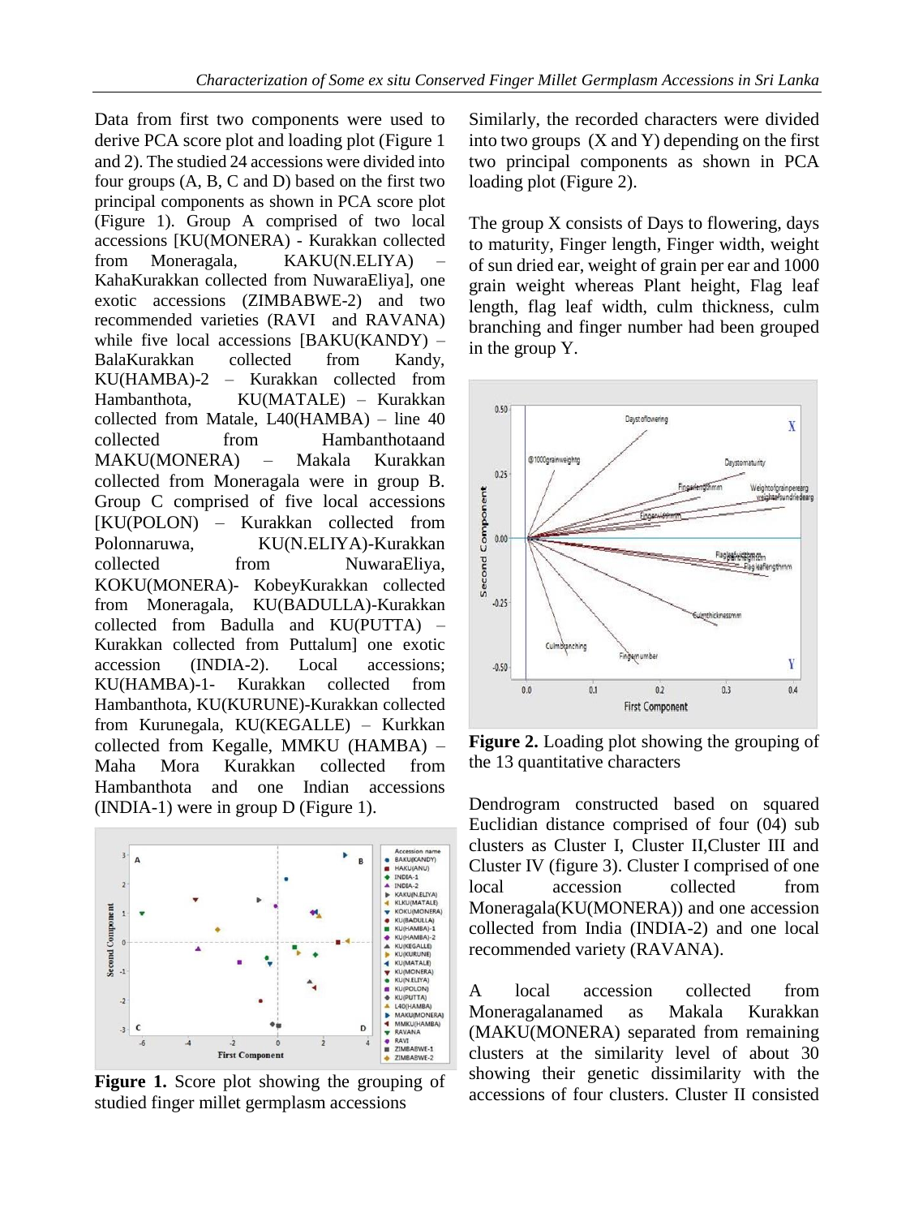Data from first two components were used to derive PCA score plot and loading plot (Figure 1 and 2). The studied 24 accessions were divided into four groups (A, B, C and D) based on the first two principal components as shown in PCA score plot (Figure 1). Group A comprised of two local accessions [KU(MONERA) - Kurakkan collected from Moneragala, KAKU(N.ELIYA) – KahaKurakkan collected from NuwaraEliya], one exotic accessions (ZIMBABWE-2) and two recommended varieties (RAVI and RAVANA) while five local accessions [BAKU(KANDY) – BalaKurakkan collected from Kandy, KU(HAMBA)-2 – Kurakkan collected from Hambanthota, KU(MATALE) – Kurakkan collected from Matale, L40(HAMBA) – line 40 collected from Hambanthotaand MAKU(MONERA) – Makala Kurakkan collected from Moneragala were in group B. Group C comprised of five local accessions [KU(POLON) – Kurakkan collected from Polonnaruwa, KU(N.ELIYA)-Kurakkan collected from NuwaraEliya, KOKU(MONERA)- KobeyKurakkan collected from Moneragala, KU(BADULLA)-Kurakkan collected from Badulla and KU(PUTTA) – Kurakkan collected from Puttalum] one exotic accession (INDIA-2). Local accessions; KU(HAMBA)-1- Kurakkan collected from Hambanthota, KU(KURUNE)-Kurakkan collected from Kurunegala, KU(KEGALLE) – Kurkkan collected from Kegalle, MMKU (HAMBA) – Maha Mora Kurakkan collected from Hambanthota and one Indian accessions (INDIA-1) were in group D (Figure 1).

**Figure 1.** Score plot showing the grouping of studied finger millet germplasm accessions

Similarly, the recorded characters were divided into two groups (X and Y) depending on the first two principal components as shown in PCA loading plot (Figure 2).

The group X consists of Days to flowering, days to maturity, Finger length, Finger width, weight of sun dried ear, weight of grain per ear and 1000 grain weight whereas Plant height, Flag leaf length, flag leaf width, culm thickness, culm branching and finger number had been grouped in the group Y.

**Figure 2.** Loading plot showing the grouping of the 13 quantitative characters

Dendrogram constructed based on squared Euclidian distance comprised of four (04) sub clusters as Cluster I, Cluster II,Cluster III and Cluster IV (figure 3). Cluster I comprised of one local accession collected from Moneragala(KU(MONERA)) and one accession collected from India (INDIA-2) and one local recommended variety (RAVANA).

A local accession collected from Moneragalanamed as Makala Kurakkan (MAKU(MONERA)) separated from remaining clusters at the similarity level of about 30 showing their genetic dissimilarity with the accessions of four clusters. Cluster II consisted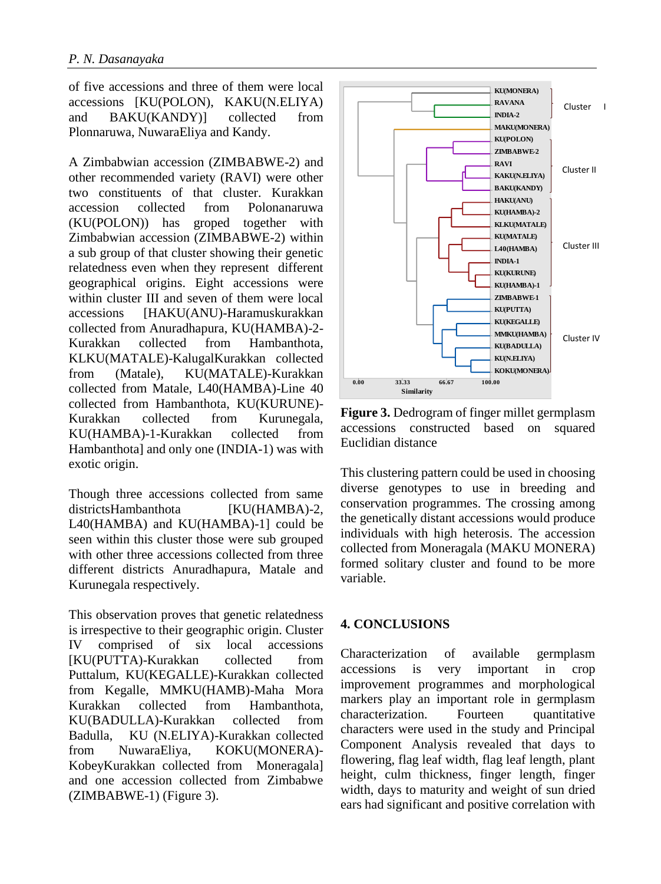of five accessions and three of them were local accessions [KU(POLON), KAKU(N.ELIYA) and BAKU(KANDY)] collected from Plonnaruwa, NuwaraEliya and Kandy.

A Zimbabwian accession (ZIMBABWE-2) and other recommended variety (RAVI) were other two constituents of that cluster. Kurakkan accession collected from Polonanaruwa (KU(POLON)) has groped together with Zimbabwian accession (ZIMBABWE-2) within a sub group of that cluster showing their genetic relatedness even when they represent different geographical origins. Eight accessions were within cluster III and seven of them were local accessions [HAKU(ANU)-Haramuskurakkan collected from Anuradhapura, KU(HAMBA)-2-Kurakkan collected from Hambanthota, KLKU(MATALE)-KalugalKurakkan collected from (Matale), KU(MATALE)-Kurakkan collected from Matale, L40(HAMBA)-Line 40 collected from Hambanthota, KU(KURUNE)-Kurakkan collected from Kurunegala, KU(HAMBA)-1-Kurakkan collected from Hambanthota] and only one (INDIA-1) was with exotic origin.

Though three accessions collected from same districtsHambanthota [KU(HAMBA)-2, L40(HAMBA) and KU(HAMBA)-1] could be seen within this cluster those were sub grouped with other three accessions collected from three different districts Anuradhapura, Matale and Kurunegala respectively.

This observation proves that genetic relatedness is irrespective to their geographic origin. Cluster IV comprised of six local accessions [KU(PUTTA)-Kurakkan collected from Puttalum, KU(KEGALLE)-Kurakkan collected from Kegalle, MMKU(HAMB)-Maha Mora Kurakkan collected from Hambanthota, KU(BADULLA)-Kurakkan collected from Badulla, KU (N.ELIYA)-Kurakkan collected from NuwaraEliya, KOKU(MONERA)-KobeyKurakkan collected from Moneragala] and one accession collected from Zimbabwe (ZIMBABWE-1) (Figure 3).

**Figure 3.** Dedrogram of finger millet germplasm accessions constructed based on squared Euclidian distance

This clustering pattern could be used in choosing diverse genotypes to use in breeding and conservation programmes. The crossing among the genetically distant accessions would produce individuals with high heterosis. The accession collected from Moneragala (MAKU MONERA) formed solitary cluster and found to be more variable.

## 4. CONCLUSIONS

Characterization of available germplasm accessions is very important in crop improvement programmes and morphological markers play an important role in germplasm characterization. Fourteen quantitative characters were used in the study and Principal Component Analysis revealed that days to flowering, flag leaf width, flag leaf length, plant height, culm thickness, finger length, finger width, days to maturity and weight of sun dried ears had significant and positive correlation with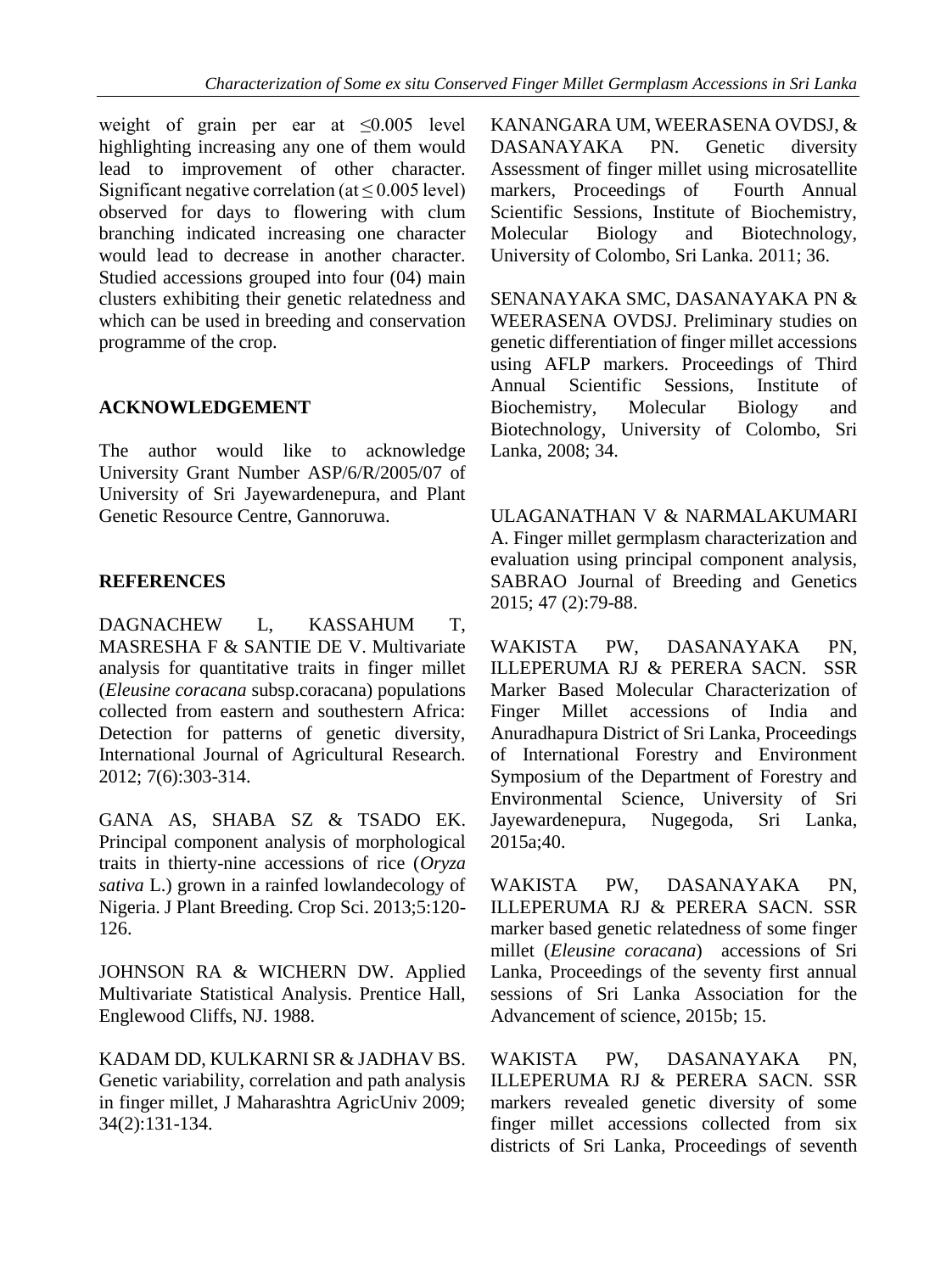weight of grain per ear at $\leq$0.005 level highlighting increasing any one of them would lead to improvement of other character. Significant negative correlation (at $\leq$ 0.005 level) observed for days to flowering with clum branching indicated increasing one character would lead to decrease in another character. Studied accessions grouped into four (04) main clusters exhibiting their genetic relatedness and which can be used in breeding and conservation programme of the crop.

## ACKNOWLEDGEMENT

The author would like to acknowledge University Grant Number ASP/6/R/2005/07 of University of Sri Jayewardenepura, and Plant Genetic Resource Centre, Gannoruwa.

## REFERENCES

DAGNACHEW L, KASSAHUM T, MASRESHA F & SANTIE DE V. Multivariate analysis for quantitative traits in finger millet (*Eleusine coracana* subsp.coracana) populations collected from eastern and southestern Africa: Detection for patterns of genetic diversity, International Journal of Agricultural Research. 2012; 7(6):303-314.

GANA AS, SHABA SZ & TSADO EK. Principal component analysis of morphological traits in thierty-nine accessions of rice (*Oryza sativa* L.) grown in a rainfed lowlandecology of Nigeria. J Plant Breeding. Crop Sci. 2013;5:120-126.

JOHNSON RA & WICHERN DW. Applied Multivariate Statistical Analysis. Prentice Hall, Englewood Cliffs, NJ. 1988.

KADAM DD, KULKARNI SR & JADHAV BS. Genetic variability, correlation and path analysis in finger millet, J Maharashtra AgricUniv 2009; 34(2):131-134.

KANANGARA UM, WEERASENA OVDSJ, & DASANAYAKA PN. Genetic diversity Assessment of finger millet using microsatellite markers, Proceedings of Fourth Annual Scientific Sessions, Institute of Biochemistry, Molecular Biology and Biotechnology, University of Colombo, Sri Lanka. 2011; 36.

SENANAYAKA SMC, DASANAYAKA PN & WEERASENA OVDSJ. Preliminary studies on genetic differentiation of finger millet accessions using AFLP markers. Proceedings of Third Annual Scientific Sessions, Institute of Biochemistry, Molecular Biology and Biotechnology, University of Colombo, Sri Lanka, 2008; 34.

ULAGANATHAN V & NARMALAKUMARI A. Finger millet germplasm characterization and evaluation using principal component analysis, SABRAO Journal of Breeding and Genetics 2015; 47 (2):79-88.

WAKISTA PW, DASANAYAKA PN, ILLEPERUMA RJ & PERERA SACN. SSR Marker Based Molecular Characterization of Finger Millet accessions of India and Anuradhapura District of Sri Lanka, Proceedings of International Forestry and Environment Symposium of the Department of Forestry and Environmental Science, University of Sri Jayewardenepura, Nugegoda, Sri Lanka, 2015a;40.

WAKISTA PW, DASANAYAKA PN, ILLEPERUMA RJ & PERERA SACN. SSR marker based genetic relatedness of some finger millet (*Eleusine coracana*) accessions of Sri Lanka, Proceedings of the seventy first annual sessions of Sri Lanka Association for the Advancement of science, 2015b; 15.

WAKISTA PW, DASANAYAKA PN, ILLEPERUMA RJ & PERERA SACN. SSR markers revealed genetic diversity of some finger millet accessions collected from six districts of Sri Lanka, Proceedings of seventh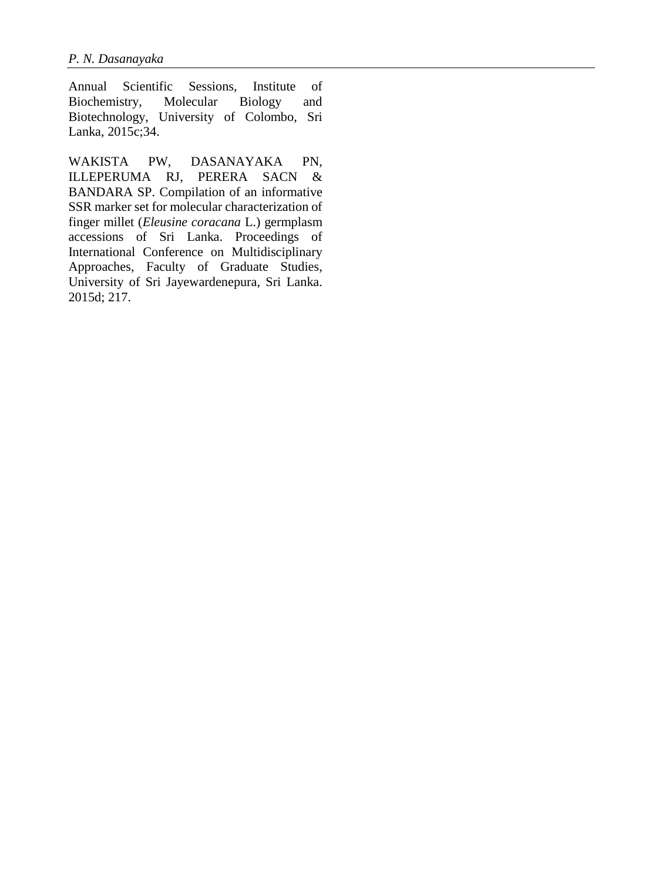Annual Scientific Sessions, Institute of Biochemistry, Molecular Biology and Biotechnology, University of Colombo, Sri Lanka, 2015c;34.

WAKISTA PW, DASANAYAKA PN, ILLEPERUMA RJ, PERERA SACN & BANDARA SP. Compilation of an informative SSR marker set for molecular characterization of finger millet (*Eleusine coracana* L.) germplasm accessions of Sri Lanka. Proceedings of International Conference on Multidisciplinary Approaches, Faculty of Graduate Studies, University of Sri Jayewardenepura, Sri Lanka. 2015d; 217.